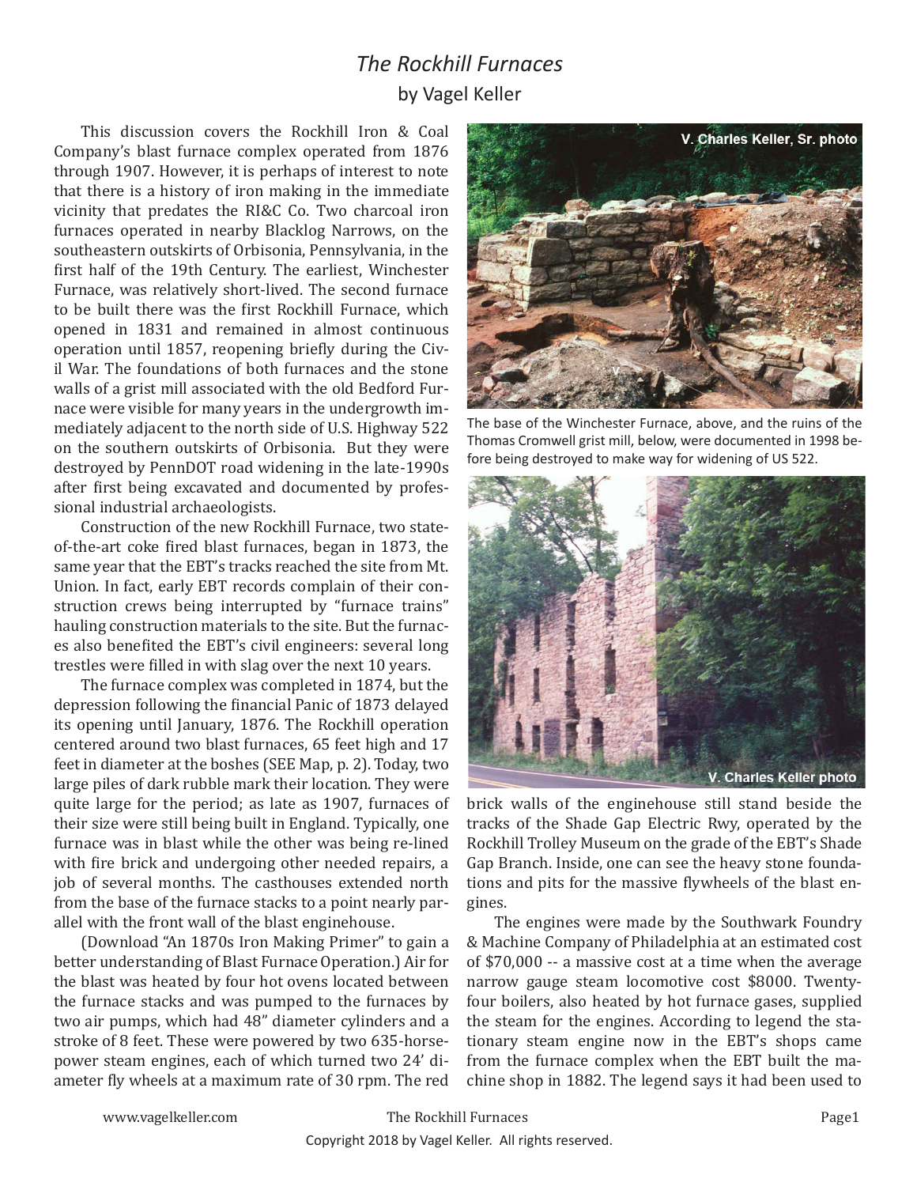# *The Rockhill Furnaces*

by Vagel Keller

This discussion covers the Rockhill Iron & Coal Company's blast furnace complex operated from 1876 through 1907. However, it is perhaps of interest to note that there is a history of iron making in the immediate vicinity that predates the RI&C Co. Two charcoal iron furnaces operated in nearby Blacklog Narrows, on the southeastern outskirts of Orbisonia, Pennsylvania, in the first half of the 19th Century. The earliest, Winchester Furnace, was relatively short-lived. The second furnace to be built there was the first Rockhill Furnace, which opened in 1831 and remained in almost continuous operation until 1857, reopening briefly during the Civil War. The foundations of both furnaces and the stone walls of a grist mill associated with the old Bedford Furnace were visible for many years in the undergrowth immediately adjacent to the north side of U.S. Highway 522 on the southern outskirts of Orbisonia. But they were destroyed by PennDOT road widening in the late-1990s after first being excavated and documented by professional industrial archaeologists.

V. Charles Keller, Sr. photo

The base of the Winchester Furnace, above, and the ruins of the Thomas Cromwell grist mill, below, were documented in 1998 before being destroyed to make way for widening of US 522.

V. Charles Keller photo

Construction of the new Rockhill Furnace, two state-of-the-art coke fired blast furnaces, began in 1873, the same year that the EBT's tracks reached the site from Mt. Union. In fact, early EBT records complain of their construction crews being interrupted by "furnace trains" hauling construction materials to the site. But the furnaces also benefited the EBT's civil engineers: several long trestles were filled in with slag over the next 10 years.

The furnace complex was completed in 1874, but the depression following the financial Panic of 1873 delayed its opening until January, 1876. The Rockhill operation centered around two blast furnaces, 65 feet high and 17 feet in diameter at the boshes (SEE Map, p. 2). Today, two large piles of dark rubble mark their location. They were quite large for the period; as late as 1907, furnaces of their size were still being built in England. Typically, one furnace was in blast while the other was being re-lined with fire brick and undergoing other needed repairs, a job of several months. The casthouses extended north from the base of the furnace stacks to a point nearly parallel with the front wall of the blast enginehouse.

(Download "An 1870s Iron Making Primer" to gain a better understanding of Blast Furnace Operation.) Air for the blast was heated by four hot ovens located between the furnace stacks and was pumped to the furnaces by two air pumps, which had 48" diameter cylinders and a stroke of 8 feet. These were powered by two 635-horsepower steam engines, each of which turned two 24' diameter fly wheels at a maximum rate of 30 rpm. The red brick walls of the enginehouse still stand beside the tracks of the Shade Gap Electric Rwy, operated by the Rockhill Trolley Museum on the grade of the EBT's Shade Gap Branch. Inside, one can see the heavy stone foundations and pits for the massive flywheels of the blast engines.

The engines were made by the Southwark Foundry & Machine Company of Philadelphia at an estimated cost of $70,000 -- a massive cost at a time when the average narrow gauge steam locomotive cost $8000. Twenty-four boilers, also heated by hot furnace gases, supplied the steam for the engines. According to legend the stationary steam engine now in the EBT's shops came from the furnace complex when the EBT built the machine shop in 1882. The legend says it had been used to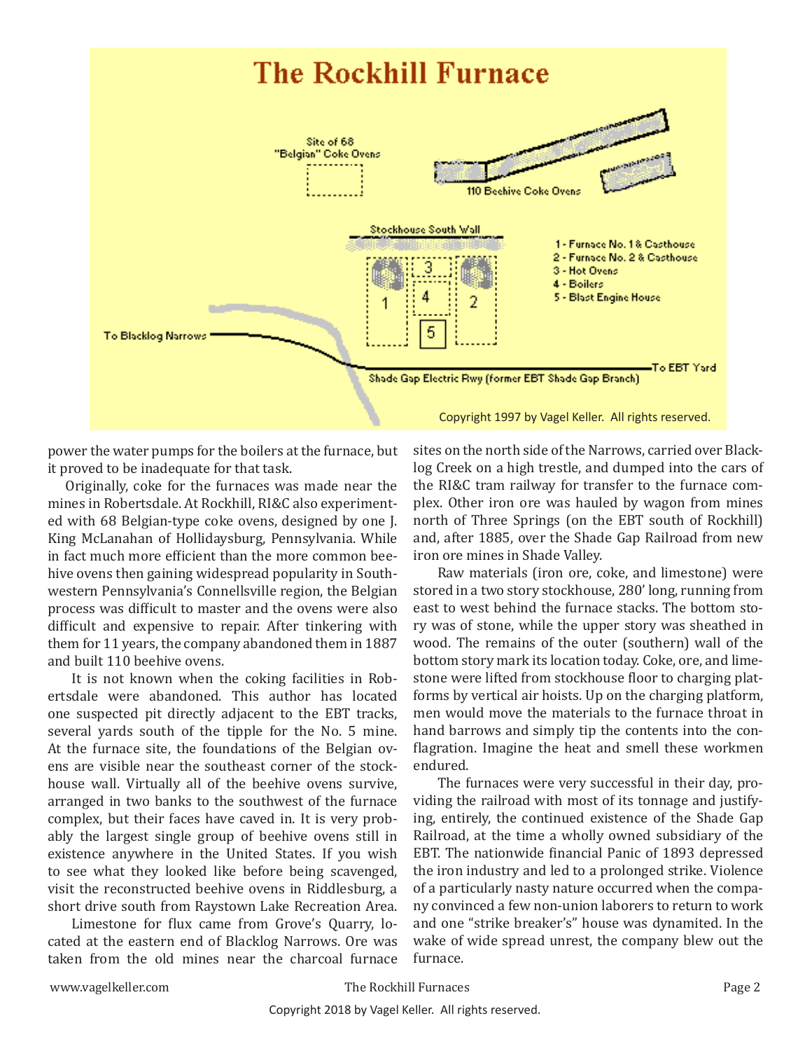# The Rockhill Furnace

Site of 68 "Belgian" Coke Ovens

110 Beehive Coke Ovens

Stockhouse South Wall

1 - Furnace No. 1 & Casthouse
2 - Furnace No. 2 & Casthouse
3 - Hot Ovens
4 - Boilers
5 - Blast Engine House

To Blacklog Narrows

To EBT Yard

Shade Gap Electric Rwy (former EBT Shade Gap Branch)

Copyright 1997 by Vagel Keller. All rights reserved.

power the water pumps for the boilers at the furnace, but it proved to be inadequate for that task.

Originally, coke for the furnaces was made near the mines in Robertsdale. At Rockhill, RI&C also experimented with 68 Belgian-type coke ovens, designed by one J. King McLanahan of Hollidaysburg, Pennsylvania. While in fact much more efficient than the more common beehive ovens then gaining widespread popularity in Southwestern Pennsylvania's Connellsville region, the Belgian process was difficult to master and the ovens were also difficult and expensive to repair. After tinkering with them for 11 years, the company abandoned them in 1887 and built 110 beehive ovens.

It is not known when the coking facilities in Robertsdale were abandoned. This author has located one suspected pit directly adjacent to the EBT tracks, several yards south of the tipple for the No. 5 mine. At the furnace site, the foundations of the Belgian ovens are visible near the southeast corner of the stockhouse wall. Virtually all of the beehive ovens survive, arranged in two banks to the southwest of the furnace complex, but their faces have caved in. It is very probably the largest single group of beehive ovens still in existence anywhere in the United States. If you wish to see what they looked like before being scavenged, visit the reconstructed beehive ovens in Riddlesburg, a short drive south from Raystown Lake Recreation Area.

Limestone for flux came from Grove's Quarry, located at the eastern end of Blacklog Narrows. Ore was taken from the old mines near the charcoal furnace sites on the north side of the Narrows, carried over Blacklog Creek on a high trestle, and dumped into the cars of the RI&C tram railway for transfer to the furnace complex. Other iron ore was hauled by wagon from mines north of Three Springs (on the EBT south of Rockhill) and, after 1885, over the Shade Gap Railroad from new iron ore mines in Shade Valley.

Raw materials (iron ore, coke, and limestone) were stored in a two story stockhouse, 280' long, running from east to west behind the furnace stacks. The bottom story was of stone, while the upper story was sheathed in wood. The remains of the outer (southern) wall of the bottom story mark its location today. Coke, ore, and limestone were lifted from stockhouse floor to charging platforms by vertical air hoists. Up on the charging platform, men would move the materials to the furnace throat in hand barrows and simply tip the contents into the conflagration. Imagine the heat and smell these workmen endured.

The furnaces were very successful in their day, providing the railroad with most of its tonnage and justifying, entirely, the continued existence of the Shade Gap Railroad, at the time a wholly owned subsidiary of the EBT. The nationwide financial Panic of 1893 depressed the iron industry and led to a prolonged strike. Violence of a particularly nasty nature occurred when the company convinced a few non-union laborers to return to work and one "strike breaker's" house was dynamited. In the wake of wide spread unrest, the company blew out the furnace.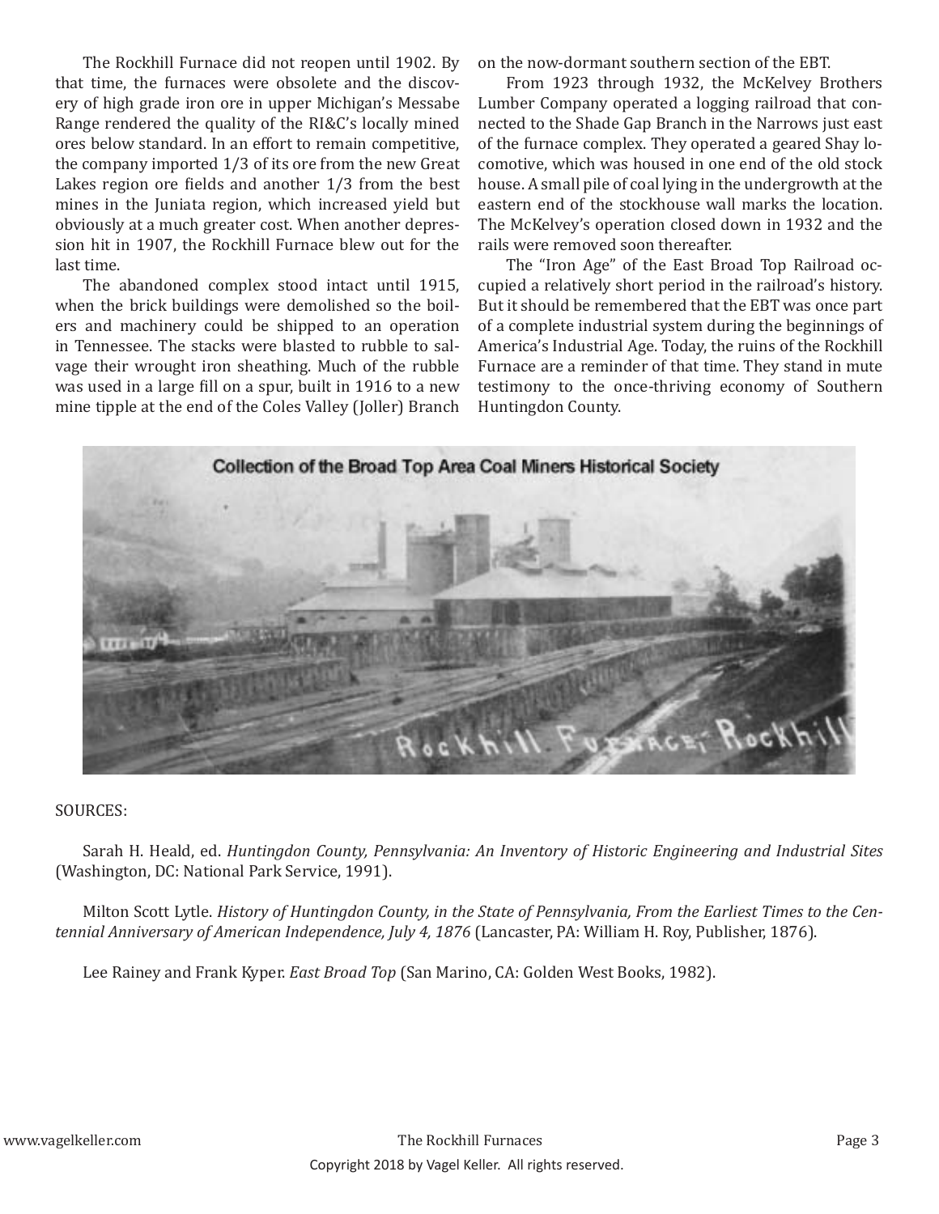The Rockhill Furnace did not reopen until 1902. By that time, the furnaces were obsolete and the discovery of high grade iron ore in upper Michigan's Messabe Range rendered the quality of the RI&C's locally mined ores below standard. In an effort to remain competitive, the company imported 1/3 of its ore from the new Great Lakes region ore fields and another 1/3 from the best mines in the Juniata region, which increased yield but obviously at a much greater cost. When another depression hit in 1907, the Rockhill Furnace blew out for the last time.

The abandoned complex stood intact until 1915, when the brick buildings were demolished so the boilers and machinery could be shipped to an operation in Tennessee. The stacks were blasted to rubble to salvage their wrought iron sheathing. Much of the rubble was used in a large fill on a spur, built in 1916 to a new mine tipple at the end of the Coles Valley (Joller) Branch on the now-dormant southern section of the EBT.

From 1923 through 1932, the McKelvey Brothers Lumber Company operated a logging railroad that connected to the Shade Gap Branch in the Narrows just east of the furnace complex. They operated a geared Shay locomotive, which was housed in one end of the old stock house. A small pile of coal lying in the undergrowth at the eastern end of the stockhouse wall marks the location. The McKelvey's operation closed down in 1932 and the rails were removed soon thereafter.

The "Iron Age" of the East Broad Top Railroad occupied a relatively short period in the railroad's history. But it should be remembered that the EBT was once part of a complete industrial system during the beginnings of America's Industrial Age. Today, the ruins of the Rockhill Furnace are a reminder of that time. They stand in mute testimony to the once-thriving economy of Southern Huntingdon County.

Collection of the Broad Top Area Coal Miners Historical Society

Rockhill Furnace, Rockhill

SOURCES:

Sarah H. Heald, ed. *Huntingdon County, Pennsylvania: An Inventory of Historic Engineering and Industrial Sites* (Washington, DC: National Park Service, 1991).

Milton Scott Lytle. *History of Huntingdon County, in the State of Pennsylvania, From the Earliest Times to the Centennial Anniversary of American Independence, July 4, 1876* (Lancaster, PA: William H. Roy, Publisher, 1876).

Lee Rainey and Frank Kyper. *East Broad Top* (San Marino, CA: Golden West Books, 1982).

Copyright 2018 by Vagel Keller. All rights reserved.